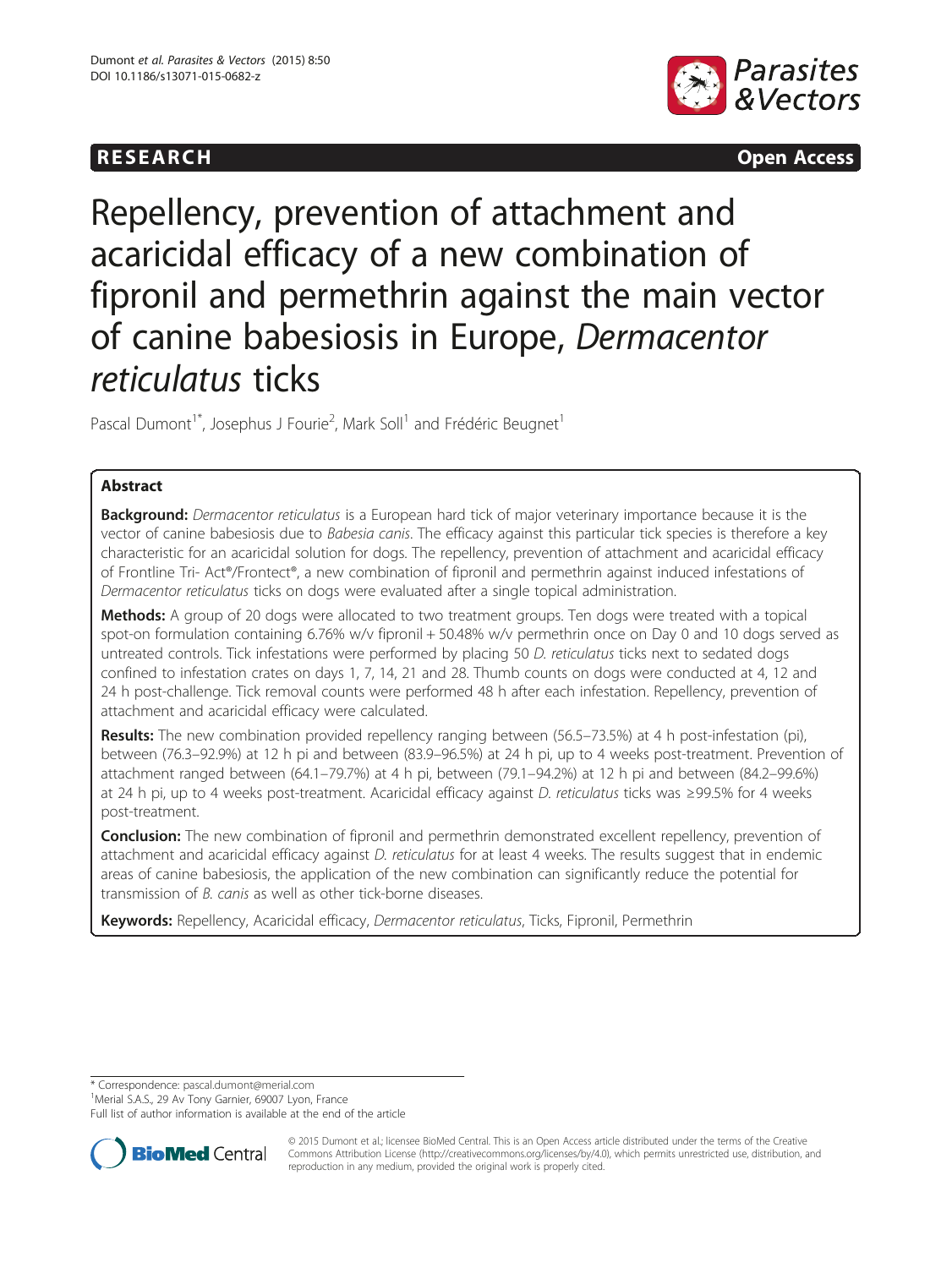RESEARCH Open Access

# Repellency, prevention of attachment and acaricidal efficacy of a new combination of fipronil and permethrin against the main vector of canine babesiosis in Europe, *Dermacentor reticulatus* ticks

Pascal Dumont[1*], Josephus J Fourie[2], Mark Soll[1] and Frédéric Beugnet[1]

## Abstract

**Background:** *Dermacentor reticulatus* is a European hard tick of major veterinary importance because it is the vector of canine babesiosis due to *Babesia canis*. The efficacy against this particular tick species is therefore a key characteristic for an acaricidal solution for dogs. The repellency, prevention of attachment and acaricidal efficacy of Frontline Tri- Act®/Frontect®, a new combination of fipronil and permethrin against induced infestations of *Dermacentor reticulatus* ticks on dogs were evaluated after a single topical administration.

**Methods:** A group of 20 dogs were allocated to two treatment groups. Ten dogs were treated with a topical spot-on formulation containing 6.76% w/v fipronil + 50.48% w/v permethrin once on Day 0 and 10 dogs served as untreated controls. Tick infestations were performed by placing 50 *D. reticulatus* ticks next to sedated dogs confined to infestation crates on days 1, 7, 14, 21 and 28. Thumb counts on dogs were conducted at 4, 12 and 24 h post-challenge. Tick removal counts were performed 48 h after each infestation. Repellency, prevention of attachment and acaricidal efficacy were calculated.

**Results:** The new combination provided repellency ranging between (56.5–73.5%) at 4 h post-infestation (pi), between (76.3–92.9%) at 12 h pi and between (83.9–96.5%) at 24 h pi, up to 4 weeks post-treatment. Prevention of attachment ranged between (64.1–79.7%) at 4 h pi, between (79.1–94.2%) at 12 h pi and between (84.2–99.6%) at 24 h pi, up to 4 weeks post-treatment. Acaricidal efficacy against *D. reticulatus* ticks was ≥99.5% for 4 weeks post-treatment.

**Conclusion:** The new combination of fipronil and permethrin demonstrated excellent repellency, prevention of attachment and acaricidal efficacy against *D. reticulatus* for at least 4 weeks. The results suggest that in endemic areas of canine babesiosis, the application of the new combination can significantly reduce the potential for transmission of *B. canis* as well as other tick-borne diseases.

**Keywords:** Repellency, Acaricidal efficacy, *Dermacentor reticulatus*, Ticks, Fipronil, Permethrin

\* Correspondence: pascal.dumont@merial.com
[1]Merial S.A.S., 29 Av Tony Garnier, 69007 Lyon, France
Full list of author information is available at the end of the article

© 2015 Dumont et al.; licensee BioMed Central. This is an Open Access article distributed under the terms of the Creative Commons Attribution License (http://creativecommons.org/licenses/by/4.0), which permits unrestricted use, distribution, and reproduction in any medium, provided the original work is properly cited.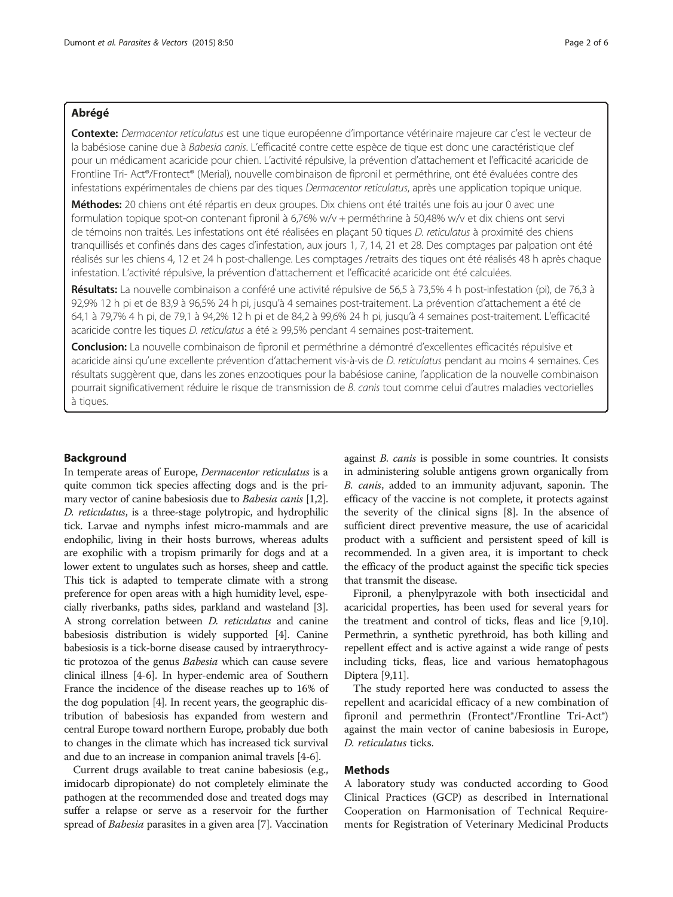## Abrégé

**Contexte:** *Dermacentor reticulatus* est une tique européenne d'importance vétérinaire majeure car c'est le vecteur de la babésiose canine due à *Babesia canis*. L'efficacité contre cette espèce de tique est donc une caractéristique clef pour un médicament acaricide pour chien. L'activité répulsive, la prévention d'attachement et l'efficacité acaricide de Frontline Tri- Act®/Frontect® (Merial), nouvelle combinaison de fipronil et perméthrine, ont été évaluées contre des infestations expérimentales de chiens par des tiques *Dermacentor reticulatus*, après une application topique unique.

**Méthodes:** 20 chiens ont été répartis en deux groupes. Dix chiens ont été traités une fois au jour 0 avec une formulation topique spot-on contenant fipronil à 6,76% w/v + perméthrine à 50,48% w/v et dix chiens ont servi de témoins non traités. Les infestations ont été réalisées en plaçant 50 tiques *D. reticulatus* à proximité des chiens tranquillisés et confinés dans des cages d'infestation, aux jours 1, 7, 14, 21 et 28. Des comptages par palpation ont été réalisés sur les chiens 4, 12 et 24 h post-challenge. Les comptages /retraits des tiques ont été réalisés 48 h après chaque infestation. L'activité répulsive, la prévention d'attachement et l'efficacité acaricide ont été calculées.

**Résultats:** La nouvelle combinaison a conféré une activité répulsive de 56,5 à 73,5% 4 h post-infestation (pi), de 76,3 à 92,9% 12 h pi et de 83,9 à 96,5% 24 h pi, jusqu'à 4 semaines post-traitement. La prévention d'attachement a été de 64,1 à 79,7% 4 h pi, de 79,1 à 94,2% 12 h pi et de 84,2 à 99,6% 24 h pi, jusqu'à 4 semaines post-traitement. L'efficacité acaricide contre les tiques *D. reticulatus* a été ≥ 99,5% pendant 4 semaines post-traitement.

**Conclusion:** La nouvelle combinaison de fipronil et perméthrine a démontré d'excellentes efficacités répulsive et acaricide ainsi qu'une excellente prévention d'attachement vis-à-vis de *D. reticulatus* pendant au moins 4 semaines. Ces résultats suggèrent que, dans les zones enzootiques pour la babésiose canine, l'application de la nouvelle combinaison pourrait significativement réduire le risque de transmission de *B. canis* tout comme celui d'autres maladies vectorielles à tiques.

## Background

In temperate areas of Europe, *Dermacentor reticulatus* is a quite common tick species affecting dogs and is the primary vector of canine babesiosis due to *Babesia canis* [1,2]. *D. reticulatus*, is a three-stage polytropic, and hydrophilic tick. Larvae and nymphs infest micro-mammals and are endophilic, living in their hosts burrows, whereas adults are exophilic with a tropism primarily for dogs and at a lower extent to ungulates such as horses, sheep and cattle. This tick is adapted to temperate climate with a strong preference for open areas with a high humidity level, especially riverbanks, paths sides, parkland and wasteland [3]. A strong correlation between *D. reticulatus* and canine babesiosis distribution is widely supported [4]. Canine babesiosis is a tick-borne disease caused by intraerythrocytic protozoa of the genus *Babesia* which can cause severe clinical illness [4-6]. In hyper-endemic area of Southern France the incidence of the disease reaches up to 16% of the dog population [4]. In recent years, the geographic distribution of babesiosis has expanded from western and central Europe toward northern Europe, probably due both to changes in the climate which has increased tick survival and due to an increase in companion animal travels [4-6].

Current drugs available to treat canine babesiosis (e.g., imidocarb dipropionate) do not completely eliminate the pathogen at the recommended dose and treated dogs may suffer a relapse or serve as a reservoir for the further spread of *Babesia* parasites in a given area [7]. Vaccination against *B. canis* is possible in some countries. It consists in administering soluble antigens grown organically from *B. canis*, added to an immunity adjuvant, saponin. The efficacy of the vaccine is not complete, it protects against the severity of the clinical signs [8]. In the absence of sufficient direct preventive measure, the use of acaricidal product with a sufficient and persistent speed of kill is recommended. In a given area, it is important to check the efficacy of the product against the specific tick species that transmit the disease.

Fipronil, a phenylpyrazole with both insecticidal and acaricidal properties, has been used for several years for the treatment and control of ticks, fleas and lice [9,10]. Permethrin, a synthetic pyrethroid, has both killing and repellent effect and is active against a wide range of pests including ticks, fleas, lice and various hematophagous Diptera [9,11].

The study reported here was conducted to assess the repellent and acaricidal efficacy of a new combination of fipronil and permethrin (Frontect®/Frontline Tri-Act®) against the main vector of canine babesiosis in Europe, *D. reticulatus* ticks.

## Methods

A laboratory study was conducted according to Good Clinical Practices (GCP) as described in International Cooperation on Harmonisation of Technical Requirements for Registration of Veterinary Medicinal Products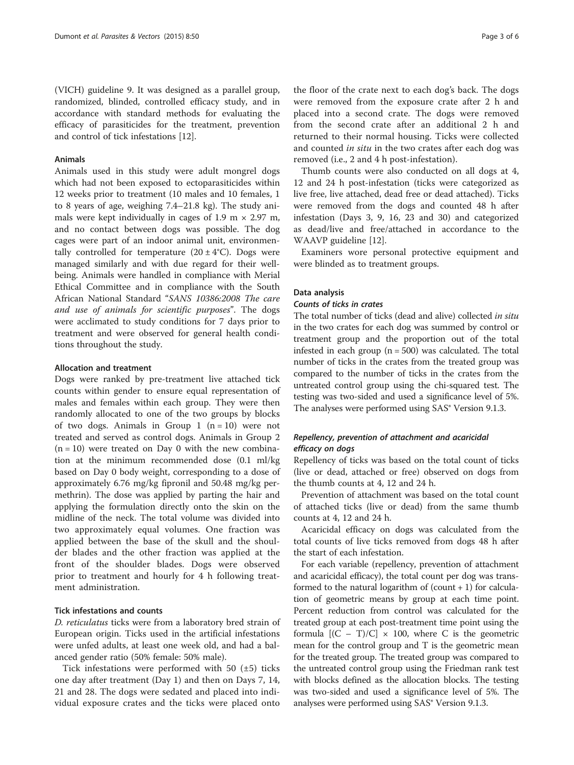(VICH) guideline 9. It was designed as a parallel group, randomized, blinded, controlled efficacy study, and in accordance with standard methods for evaluating the efficacy of parasiticides for the treatment, prevention and control of tick infestations [12].

### Animals

Animals used in this study were adult mongrel dogs which had not been exposed to ectoparasiticides within 12 weeks prior to treatment (10 males and 10 females, 1 to 8 years of age, weighing 7.4–21.8 kg). The study animals were kept individually in cages of 1.9 m × 2.97 m, and no contact between dogs was possible. The dog cages were part of an indoor animal unit, environmentally controlled for temperature (20 ± 4°C). Dogs were managed similarly and with due regard for their wellbeing. Animals were handled in compliance with Merial Ethical Committee and in compliance with the South African National Standard "*SANS 10386:2008 The care and use of animals for scientific purposes*". The dogs were acclimated to study conditions for 7 days prior to treatment and were observed for general health conditions throughout the study.

### Allocation and treatment

Dogs were ranked by pre-treatment live attached tick counts within gender to ensure equal representation of males and females within each group. They were then randomly allocated to one of the two groups by blocks of two dogs. Animals in Group 1 (n = 10) were not treated and served as control dogs. Animals in Group 2 (n = 10) were treated on Day 0 with the new combination at the minimum recommended dose (0.1 ml/kg based on Day 0 body weight, corresponding to a dose of approximately 6.76 mg/kg fipronil and 50.48 mg/kg permethrin). The dose was applied by parting the hair and applying the formulation directly onto the skin on the midline of the neck. The total volume was divided into two approximately equal volumes. One fraction was applied between the base of the skull and the shoulder blades and the other fraction was applied at the front of the shoulder blades. Dogs were observed prior to treatment and hourly for 4 h following treatment administration.

### Tick infestations and counts

*D. reticulatus* ticks were from a laboratory bred strain of European origin. Ticks used in the artificial infestations were unfed adults, at least one week old, and had a balanced gender ratio (50% female: 50% male).

Tick infestations were performed with 50 (±5) ticks one day after treatment (Day 1) and then on Days 7, 14, 21 and 28. The dogs were sedated and placed into individual exposure crates and the ticks were placed onto the floor of the crate next to each dog's back. The dogs were removed from the exposure crate after 2 h and placed into a second crate. The dogs were removed from the second crate after an additional 2 h and returned to their normal housing. Ticks were collected and counted *in situ* in the two crates after each dog was removed (i.e., 2 and 4 h post-infestation).

Thumb counts were also conducted on all dogs at 4, 12 and 24 h post-infestation (ticks were categorized as live free, live attached, dead free or dead attached). Ticks were removed from the dogs and counted 48 h after infestation (Days 3, 9, 16, 23 and 30) and categorized as dead/live and free/attached in accordance to the WAAVP guideline [12].

Examiners wore personal protective equipment and were blinded as to treatment groups.

### Data analysis

#### *Counts of ticks in crates*

The total number of ticks (dead and alive) collected *in situ* in the two crates for each dog was summed by control or treatment group and the proportion out of the total infested in each group (n = 500) was calculated. The total number of ticks in the crates from the treated group was compared to the number of ticks in the crates from the untreated control group using the chi-squared test. The testing was two-sided and used a significance level of 5%. The analyses were performed using SAS® Version 9.1.3.

#### *Repellency, prevention of attachment and acaricidal efficacy on dogs*

Repellency of ticks was based on the total count of ticks (live or dead, attached or free) observed on dogs from the thumb counts at 4, 12 and 24 h.

Prevention of attachment was based on the total count of attached ticks (live or dead) from the same thumb counts at 4, 12 and 24 h.

Acaricidal efficacy on dogs was calculated from the total counts of live ticks removed from dogs 48 h after the start of each infestation.

For each variable (repellency, prevention of attachment and acaricidal efficacy), the total count per dog was transformed to the natural logarithm of (count + 1) for calculation of geometric means by group at each time point. Percent reduction from control was calculated for the treated group at each post-treatment time point using the formula $[(C - T)/C] \times 100$, where C is the geometric mean for the control group and T is the geometric mean for the treated group. The treated group was compared to the untreated control group using the Friedman rank test with blocks defined as the allocation blocks. The testing was two-sided and used a significance level of 5%. The analyses were performed using SAS® Version 9.1.3.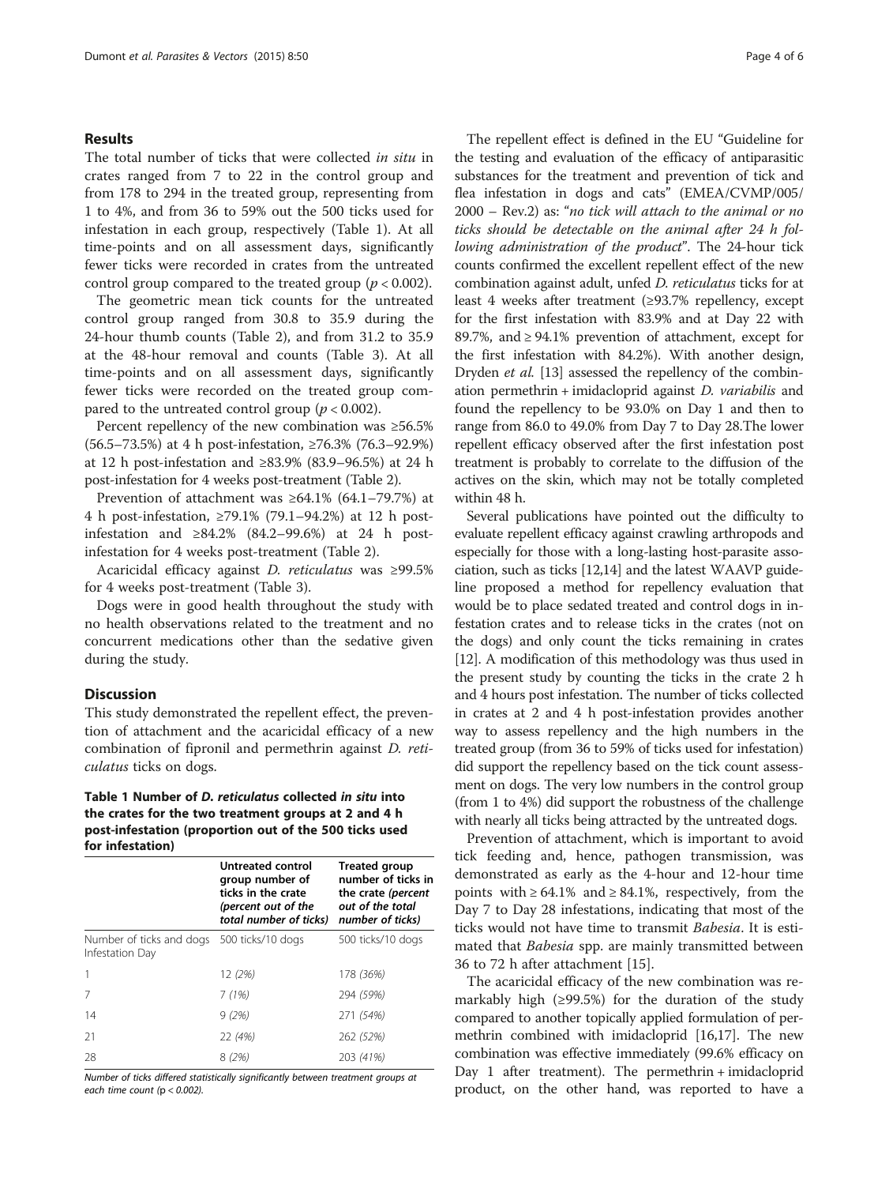## Results

The total number of ticks that were collected *in situ* in crates ranged from 7 to 22 in the control group and from 178 to 294 in the treated group, representing from 1 to 4%, and from 36 to 59% out the 500 ticks used for infestation in each group, respectively (Table 1). At all time-points and on all assessment days, significantly fewer ticks were recorded in crates from the untreated control group compared to the treated group ($p < 0.002$).

The geometric mean tick counts for the untreated control group ranged from 30.8 to 35.9 during the 24-hour thumb counts (Table 2), and from 31.2 to 35.9 at the 48-hour removal and counts (Table 3). At all time-points and on all assessment days, significantly fewer ticks were recorded on the treated group compared to the untreated control group ($p < 0.002$).

Percent repellency of the new combination was ≥56.5% (56.5–73.5%) at 4 h post-infestation, ≥76.3% (76.3–92.9%) at 12 h post-infestation and ≥83.9% (83.9–96.5%) at 24 h post-infestation for 4 weeks post-treatment (Table 2).

Prevention of attachment was ≥64.1% (64.1–79.7%) at 4 h post-infestation, ≥79.1% (79.1–94.2%) at 12 h post-infestation and ≥84.2% (84.2–99.6%) at 24 h post-infestation for 4 weeks post-treatment (Table 2).

Acaricidal efficacy against *D. reticulatus* was ≥99.5% for 4 weeks post-treatment (Table 3).

Dogs were in good health throughout the study with no health observations related to the treatment and no concurrent medications other than the sedative given during the study.

## Discussion

This study demonstrated the repellent effect, the prevention of attachment and the acaricidal efficacy of a new combination of fipronil and permethrin against *D. reticulatus* ticks on dogs.

**Table 1 Number of *D. reticulatus* collected *in situ* into the crates for the two treatment groups at 2 and 4 h post-infestation (proportion out of the 500 ticks used for infestation)**

| | Untreated control group number of ticks in the crate *(percent out of the total number of ticks)* | Treated group number of ticks in the crate *(percent out of the total number of ticks)* |
|---|---|---|
| Number of ticks and dogs Infestation Day | 500 ticks/10 dogs | 500 ticks/10 dogs |
| 1 | 12 *(2%)* | 178 *(36%)* |
| 7 | 7 *(1%)* | 294 *(59%)* |
| 14 | 9 *(2%)* | 271 *(54%)* |
| 21 | 22 *(4%)* | 262 *(52%)* |
| 28 | 8 *(2%)* | 203 *(41%)* |

*Number of ticks differed statistically significantly between treatment groups at each time count (p < 0.002).*

The repellent effect is defined in the EU "Guideline for the testing and evaluation of the efficacy of antiparasitic substances for the treatment and prevention of tick and flea infestation in dogs and cats" (EMEA/CVMP/005/2000 – Rev.2) as: "*no tick will attach to the animal or no ticks should be detectable on the animal after 24 h following administration of the product*". The 24-hour tick counts confirmed the excellent repellent effect of the new combination against adult, unfed *D. reticulatus* ticks for at least 4 weeks after treatment (≥93.7% repellency, except for the first infestation with 83.9% and at Day 22 with 89.7%, and ≥ 94.1% prevention of attachment, except for the first infestation with 84.2%). With another design, Dryden *et al.* [13] assessed the repellency of the combination permethrin + imidacloprid against *D. variabilis* and found the repellency to be 93.0% on Day 1 and then to range from 86.0 to 49.0% from Day 7 to Day 28.The lower repellent efficacy observed after the first infestation post treatment is probably to correlate to the diffusion of the actives on the skin, which may not be totally completed within 48 h.

Several publications have pointed out the difficulty to evaluate repellent efficacy against crawling arthropods and especially for those with a long-lasting host-parasite association, such as ticks [12,14] and the latest WAAVP guideline proposed a method for repellency evaluation that would be to place sedated treated and control dogs in infestation crates and to release ticks in the crates (not on the dogs) and only count the ticks remaining in crates [12]. A modification of this methodology was thus used in the present study by counting the ticks in the crate 2 h and 4 hours post infestation. The number of ticks collected in crates at 2 and 4 h post-infestation provides another way to assess repellency and the high numbers in the treated group (from 36 to 59% of ticks used for infestation) did support the repellency based on the tick count assessment on dogs. The very low numbers in the control group (from 1 to 4%) did support the robustness of the challenge with nearly all ticks being attracted by the untreated dogs.

Prevention of attachment, which is important to avoid tick feeding and, hence, pathogen transmission, was demonstrated as early as the 4-hour and 12-hour time points with ≥ 64.1% and ≥ 84.1%, respectively, from the Day 7 to Day 28 infestations, indicating that most of the ticks would not have time to transmit *Babesia*. It is estimated that *Babesia* spp. are mainly transmitted between 36 to 72 h after attachment [15].

The acaricidal efficacy of the new combination was remarkably high (≥99.5%) for the duration of the study compared to another topically applied formulation of permethrin combined with imidacloprid [16,17]. The new combination was effective immediately (99.6% efficacy on Day 1 after treatment). The permethrin + imidacloprid product, on the other hand, was reported to have a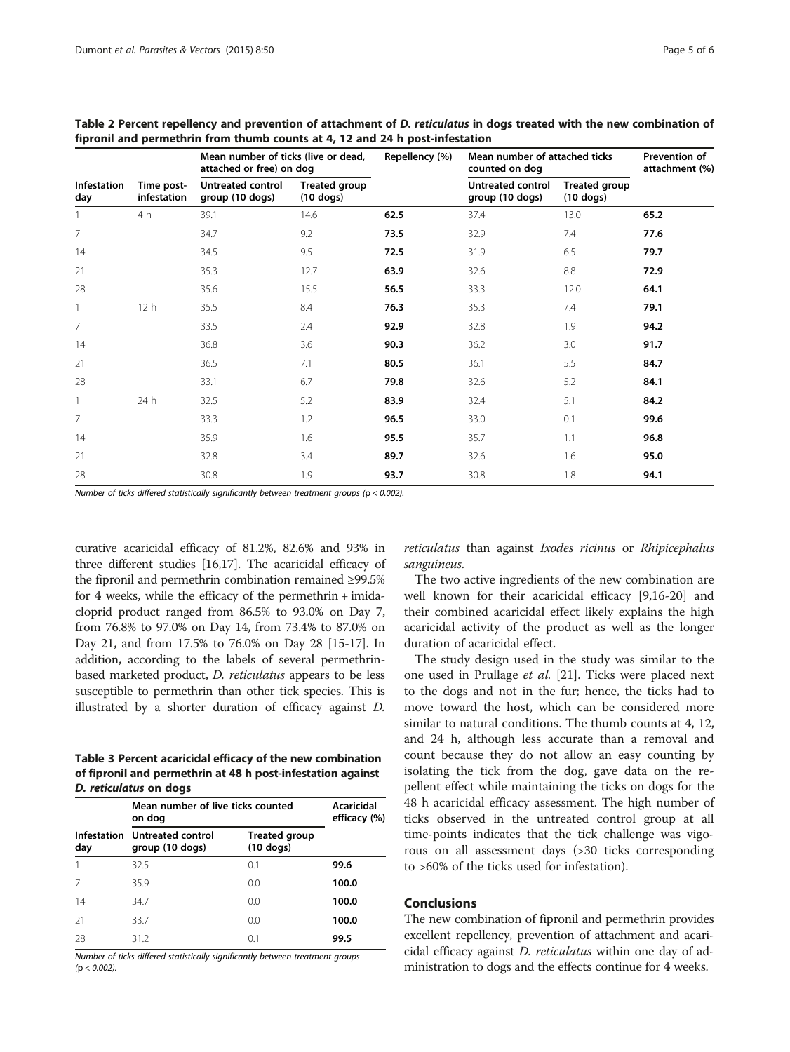**Table 2 Percent repellency and prevention of attachment of *D. reticulatus* in dogs treated with the new combination of fipronil and permethrin from thumb counts at 4, 12 and 24 h post-infestation**

| Infestation day | Time post-infestation | Mean number of ticks (live or dead, attached or free) on dog | | Repellency (%) | Mean number of attached ticks counted on dog | | Prevention of attachment (%) |
|---|---|---|---|---|---|---|---|
| | | Untreated control group (10 dogs) | Treated group (10 dogs) | | Untreated control group (10 dogs) | Treated group (10 dogs) | |
| 1 | 4 h | 39.1 | 14.6 | **62.5** | 37.4 | 13.0 | **65.2** |
| 7 | | 34.7 | 9.2 | **73.5** | 32.9 | 7.4 | **77.6** |
| 14 | | 34.5 | 9.5 | **72.5** | 31.9 | 6.5 | **79.7** |
| 21 | | 35.3 | 12.7 | **63.9** | 32.6 | 8.8 | **72.9** |
| 28 | | 35.6 | 15.5 | **56.5** | 33.3 | 12.0 | **64.1** |
| 1 | 12 h | 35.5 | 8.4 | **76.3** | 35.3 | 7.4 | **79.1** |
| 7 | | 33.5 | 2.4 | **92.9** | 32.8 | 1.9 | **94.2** |
| 14 | | 36.8 | 3.6 | **90.3** | 36.2 | 3.0 | **91.7** |
| 21 | | 36.5 | 7.1 | **80.5** | 36.1 | 5.5 | **84.7** |
| 28 | | 33.1 | 6.7 | **79.8** | 32.6 | 5.2 | **84.1** |
| 1 | 24 h | 32.5 | 5.2 | **83.9** | 32.4 | 5.1 | **84.2** |
| 7 | | 33.3 | 1.2 | **96.5** | 33.0 | 0.1 | **99.6** |
| 14 | | 35.9 | 1.6 | **95.5** | 35.7 | 1.1 | **96.8** |
| 21 | | 32.8 | 3.4 | **89.7** | 32.6 | 1.6 | **95.0** |
| 28 | | 30.8 | 1.9 | **93.7** | 30.8 | 1.8 | **94.1** |

*Number of ticks differed statistically significantly between treatment groups (p < 0.002).*

curative acaricidal efficacy of 81.2%, 82.6% and 93% in three different studies [16,17]. The acaricidal efficacy of the fipronil and permethrin combination remained ≥99.5% for 4 weeks, while the efficacy of the permethrin + imidacloprid product ranged from 86.5% to 93.0% on Day 7, from 76.8% to 97.0% on Day 14, from 73.4% to 87.0% on Day 21, and from 17.5% to 76.0% on Day 28 [15-17]. In addition, according to the labels of several permethrin-based marketed product, *D. reticulatus* appears to be less susceptible to permethrin than other tick species. This is illustrated by a shorter duration of efficacy against *D. reticulatus* than against *Ixodes ricinus* or *Rhipicephalus sanguineus*.

**Table 3 Percent acaricidal efficacy of the new combination of fipronil and permethrin at 48 h post-infestation against *D. reticulatus* on dogs**

| Infestation day | Mean number of live ticks counted on dog | | Acaricidal efficacy (%) |
|---|---|---|---|
| | Untreated control group (10 dogs) | Treated group (10 dogs) | |
| 1 | 32.5 | 0.1 | **99.6** |
| 7 | 35.9 | 0.0 | **100.0** |
| 14 | 34.7 | 0.0 | **100.0** |
| 21 | 33.7 | 0.0 | **100.0** |
| 28 | 31.2 | 0.1 | **99.5** |

*Number of ticks differed statistically significantly between treatment groups (p < 0.002).*

The two active ingredients of the new combination are well known for their acaricidal efficacy [9,16-20] and their combined acaricidal effect likely explains the high acaricidal activity of the product as well as the longer duration of acaricidal effect.

The study design used in the study was similar to the one used in Prullage *et al.* [21]. Ticks were placed next to the dogs and not in the fur; hence, the ticks had to move toward the host, which can be considered more similar to natural conditions. The thumb counts at 4, 12, and 24 h, although less accurate than a removal and count because they do not allow an easy counting by isolating the tick from the dog, gave data on the repellent effect while maintaining the ticks on dogs for the 48 h acaricidal efficacy assessment. The high number of ticks observed in the untreated control group at all time-points indicates that the tick challenge was vigorous on all assessment days (>30 ticks corresponding to >60% of the ticks used for infestation).

## Conclusions

The new combination of fipronil and permethrin provides excellent repellency, prevention of attachment and acaricidal efficacy against *D. reticulatus* within one day of administration to dogs and the effects continue for 4 weeks.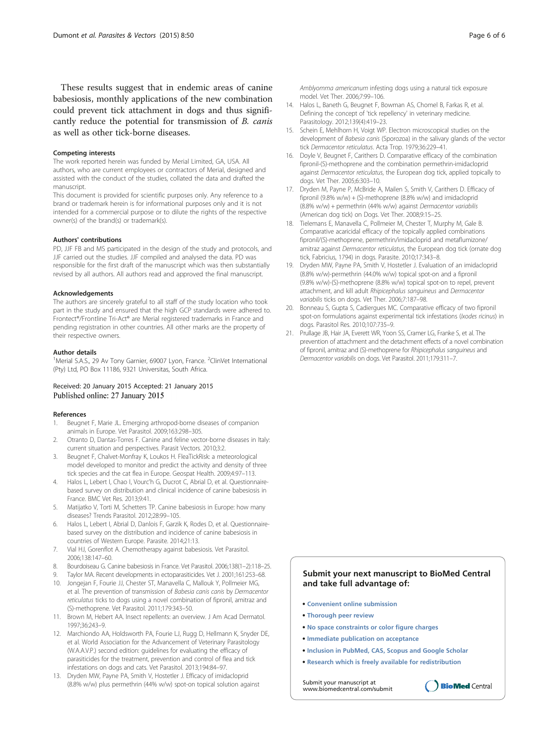These results suggest that in endemic areas of canine babesiosis, monthly applications of the new combination could prevent tick attachment in dogs and thus significantly reduce the potential for transmission of *B. canis* as well as other tick-borne diseases.

### Competing interests

The work reported herein was funded by Merial Limited, GA, USA. All authors, who are current employees or contractors of Merial, designed and assisted with the conduct of the studies, collated the data and drafted the manuscript.

This document is provided for scientific purposes only. Any reference to a brand or trademark herein is for informational purposes only and it is not intended for a commercial purpose or to dilute the rights of the respective owner(s) of the brand(s) or trademark(s).

### Authors' contributions

PD, JJF FB and MS participated in the design of the study and protocols, and JJF carried out the studies. JJF compiled and analysed the data. PD was responsible for the first draft of the manuscript which was then substantially revised by all authors. All authors read and approved the final manuscript.

### Acknowledgements

The authors are sincerely grateful to all staff of the study location who took part in the study and ensured that the high GCP standards were adhered to. Frontect®/Frontline Tri-Act® are Merial registered trademarks in France and pending registration in other countries. All other marks are the property of their respective owners.

### Author details

[1]Merial S.A.S., 29 Av Tony Garnier, 69007 Lyon, France. [2]ClinVet International (Pty) Ltd, PO Box 11186, 9321 Universitas, South Africa.

Received: 20 January 2015 Accepted: 21 January 2015
Published online: 27 January 2015

### References

1. Beugnet F, Marie JL. Emerging arthropod-borne diseases of companion animals in Europe. Vet Parasitol. 2009;163:298–305.
2. Otranto D, Dantas-Torres F. Canine and feline vector-borne diseases in Italy: current situation and perspectives. Parasit Vectors. 2010;3:2.
3. Beugnet F, Chalvet-Monfray K, Loukos H. FleaTickRisk: a meteorological model developed to monitor and predict the activity and density of three tick species and the cat flea in Europe. Geospat Health. 2009;4:97–113.
4. Halos L, Lebert I, Chao I, Vourc'h G, Ducrot C, Abrial D, et al. Questionnaire-based survey on distribution and clinical incidence of canine babesiosis in France. BMC Vet Res. 2013;9:41.
5. Matijatko V, Torti M, Schetters TP. Canine babesiosis in Europe: how many diseases? Trends Parasitol. 2012;28:99–105.
6. Halos L, Lebert I, Abrial D, Danlois F, Garzik K, Rodes D, et al. Questionnaire-based survey on the distribution and incidence of canine babesiosis in countries of Western Europe. Parasite. 2014;21:13.
7. Vial HJ, Gorenflot A. Chemotherapy against babesiosis. Vet Parasitol. 2006;138:147–60.
8. Bourdoiseau G. Canine babesiosis in France. Vet Parasitol. 2006;138(1–2):118–25.
9. Taylor MA. Recent developments in ectoparasiticides. Vet J. 2001;161:253–68.
10. Jongejan F, Fourie JJ, Chester ST, Manavella C, Mallouk Y, Pollmeier MG, et al. The prevention of transmission of *Babesia canis canis* by *Dermacentor reticulatus* ticks to dogs using a novel combination of fipronil, amitraz and (S)-methoprene. Vet Parasitol. 2011;179:343–50.
11. Brown M, Hebert AA. Insect repellents: an overview. J Am Acad Dermatol. 1997;36:243–9.
12. Marchiondo AA, Holdsworth PA, Fourie LJ, Rugg D, Hellmann K, Snyder DE, et al. World Association for the Advancement of Veterinary Parasitology (W.A.A.V.P.) second edition: guidelines for evaluating the efficacy of parasiticides for the treatment, prevention and control of flea and tick infestations on dogs and cats. Vet Parasitol. 2013;194:84–97.
13. Dryden MW, Payne PA, Smith V, Hostetler J. Efficacy of imidacloprid (8.8% w/w) plus permethrin (44% w/w) spot-on topical solution against *Amblyomma americanum* infesting dogs using a natural tick exposure model. Vet Ther. 2006;7:99–106.
14. Halos L, Baneth G, Beugnet F, Bowman AS, Chomel B, Farkas R, et al. Defining the concept of 'tick repellency' in veterinary medicine. Parasitology. 2012;139(4):419–23.
15. Schein E, Mehlhorn H, Voigt WP. Electron microscopical studies on the development of *Babesia canis* (Sporozoa) in the salivary glands of the vector tick *Dermacentor reticulatus*. Acta Trop. 1979;36:229–41.
16. Doyle V, Beugnet F, Carithers D. Comparative efficacy of the combination fipronil-(S)-methoprene and the combination permethrin-imidacloprid against *Dermacentor reticulatus*, the European dog tick, applied topically to dogs. Vet Ther. 2005;6:303–10.
17. Dryden M, Payne P, McBride A, Mailen S, Smith V, Carithers D. Efficacy of fipronil (9.8% w/w) + (S)-methoprene (8.8% w/w) and imidacloprid (8.8% w/w) + permethrin (44% w/w) against *Dermacentor variabilis* (American dog tick) on Dogs. Vet Ther. 2008;9:15–25.
18. Tielemans E, Manavella C, Pollmeier M, Chester T, Murphy M, Gale B. Comparative acaricidal efficacy of the topically applied combinations fipronil/(S)-methoprene, permethrin/imidacloprid and metaflumizone/amitraz against *Dermacentor reticulatus*, the European dog tick (ornate dog tick, Fabricius, 1794) in dogs. Parasite. 2010;17:343–8.
19. Dryden MW, Payne PA, Smith V, Hostetler J. Evaluation of an imidacloprid (8.8% w/w)-permethrin (44.0% w/w) topical spot-on and a fipronil (9.8% w/w)-(S)-methoprene (8.8% w/w) topical spot-on to repel, prevent attachment, and kill adult *Rhipicephalus sanguineus* and *Dermacentor variabilis* ticks on dogs. Vet Ther. 2006;7:187–98.
20. Bonneau S, Gupta S, Cadiergues MC. Comparative efficacy of two fipronil spot-on formulations against experimental tick infestations (*Ixodes ricinus*) in dogs. Parasitol Res. 2010;107:735–9.
21. Prullage JB, Hair JA, Everett WR, Yoon SS, Cramer LG, Franke S, et al. The prevention of attachment and the detachment effects of a novel combination of fipronil, amitraz and (S)-methoprene for *Rhipicephalus sanguineus* and *Dermacentor variabilis* on dogs. Vet Parasitol. 2011;179:311–7.

**Submit your next manuscript to BioMed Central and take full advantage of:**

- Convenient online submission
- Thorough peer review
- No space constraints or color figure charges
- Immediate publication on acceptance
- Inclusion in PubMed, CAS, Scopus and Google Scholar
- Research which is freely available for redistribution

Submit your manuscript at www.biomedcentral.com/submit

BioMed Central